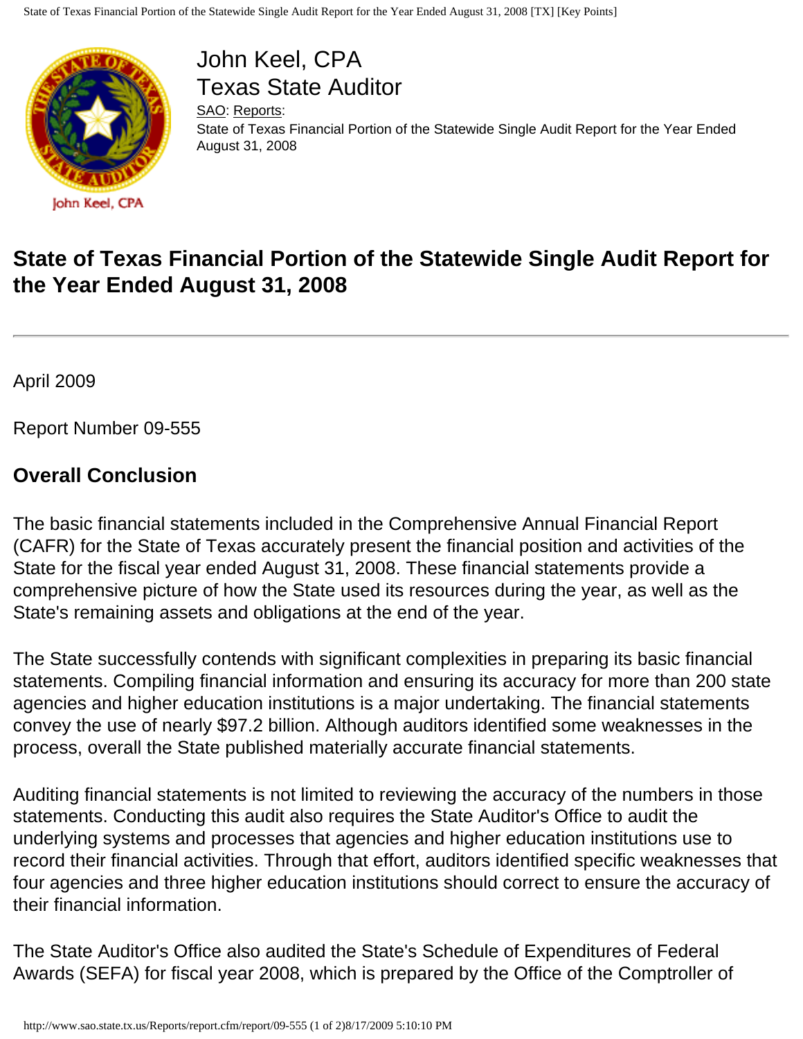John Keel, CPA
Texas State Auditor

SAO: Reports:
State of Texas Financial Portion of the Statewide Single Audit Report for the Year Ended August 31, 2008

# State of Texas Financial Portion of the Statewide Single Audit Report for the Year Ended August 31, 2008

---

April 2009

Report Number 09-555

## Overall Conclusion

The basic financial statements included in the Comprehensive Annual Financial Report (CAFR) for the State of Texas accurately present the financial position and activities of the State for the fiscal year ended August 31, 2008. These financial statements provide a comprehensive picture of how the State used its resources during the year, as well as the State's remaining assets and obligations at the end of the year.

The State successfully contends with significant complexities in preparing its basic financial statements. Compiling financial information and ensuring its accuracy for more than 200 state agencies and higher education institutions is a major undertaking. The financial statements convey the use of nearly $97.2 billion. Although auditors identified some weaknesses in the process, overall the State published materially accurate financial statements.

Auditing financial statements is not limited to reviewing the accuracy of the numbers in those statements. Conducting this audit also requires the State Auditor's Office to audit the underlying systems and processes that agencies and higher education institutions use to record their financial activities. Through that effort, auditors identified specific weaknesses that four agencies and three higher education institutions should correct to ensure the accuracy of their financial information.

The State Auditor's Office also audited the State's Schedule of Expenditures of Federal Awards (SEFA) for fiscal year 2008, which is prepared by the Office of the Comptroller of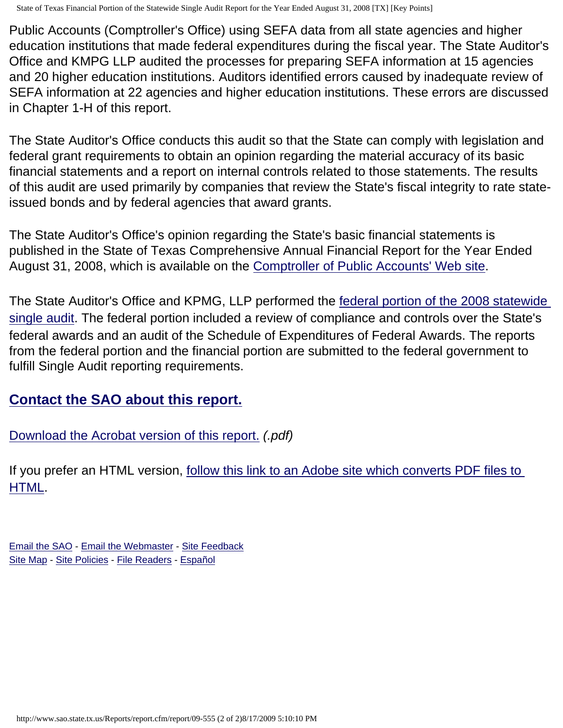Public Accounts (Comptroller's Office) using SEFA data from all state agencies and higher education institutions that made federal expenditures during the fiscal year. The State Auditor's Office and KMPG LLP audited the processes for preparing SEFA information at 15 agencies and 20 higher education institutions. Auditors identified errors caused by inadequate review of SEFA information at 22 agencies and higher education institutions. These errors are discussed in Chapter 1-H of this report.

The State Auditor's Office conducts this audit so that the State can comply with legislation and federal grant requirements to obtain an opinion regarding the material accuracy of its basic financial statements and a report on internal controls related to those statements. The results of this audit are used primarily by companies that review the State's fiscal integrity to rate state-issued bonds and by federal agencies that award grants.

The State Auditor's Office's opinion regarding the State's basic financial statements is published in the State of Texas Comprehensive Annual Financial Report for the Year Ended August 31, 2008, which is available on the Comptroller of Public Accounts' Web site.

The State Auditor's Office and KPMG, LLP performed the federal portion of the 2008 statewide single audit. The federal portion included a review of compliance and controls over the State's federal awards and an audit of the Schedule of Expenditures of Federal Awards. The reports from the federal portion and the financial portion are submitted to the federal government to fulfill Single Audit reporting requirements.

## Contact the SAO about this report.

Download the Acrobat version of this report. *(.pdf)*

If you prefer an HTML version, follow this link to an Adobe site which converts PDF files to HTML.

Email the SAO - Email the Webmaster - Site Feedback
Site Map - Site Policies - File Readers - Español